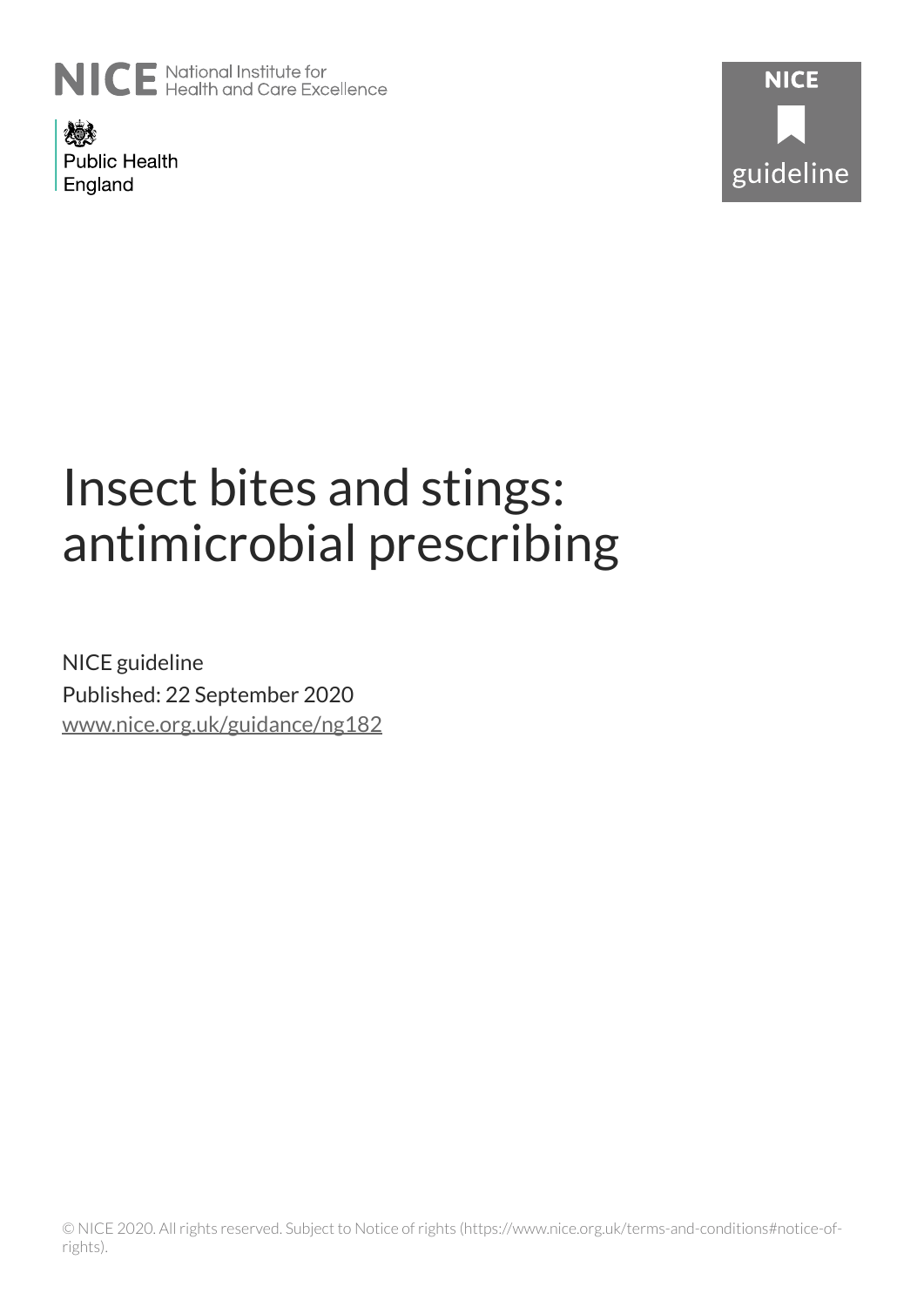NICE National Institute for Health and Care Excellence

Public Health England

NICE guideline

# Insect bites and stings: antimicrobial prescribing

NICE guideline

Published: 22 September 2020

www.nice.org.uk/guidance/ng182

© NICE 2020. All rights reserved. Subject to Notice of rights (https://www.nice.org.uk/terms-and-conditions#notice-of-rights).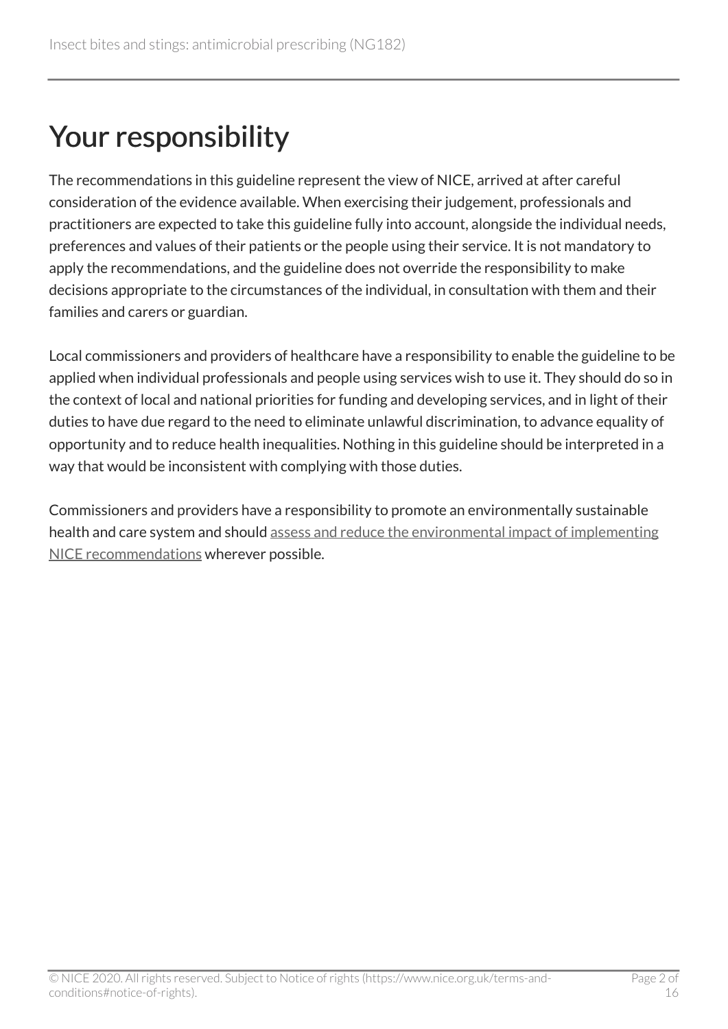# Your responsibility

The recommendations in this guideline represent the view of NICE, arrived at after careful consideration of the evidence available. When exercising their judgement, professionals and practitioners are expected to take this guideline fully into account, alongside the individual needs, preferences and values of their patients or the people using their service. It is not mandatory to apply the recommendations, and the guideline does not override the responsibility to make decisions appropriate to the circumstances of the individual, in consultation with them and their families and carers or guardian.

Local commissioners and providers of healthcare have a responsibility to enable the guideline to be applied when individual professionals and people using services wish to use it. They should do so in the context of local and national priorities for funding and developing services, and in light of their duties to have due regard to the need to eliminate unlawful discrimination, to advance equality of opportunity and to reduce health inequalities. Nothing in this guideline should be interpreted in a way that would be inconsistent with complying with those duties.

Commissioners and providers have a responsibility to promote an environmentally sustainable health and care system and should assess and reduce the environmental impact of implementing NICE recommendations wherever possible.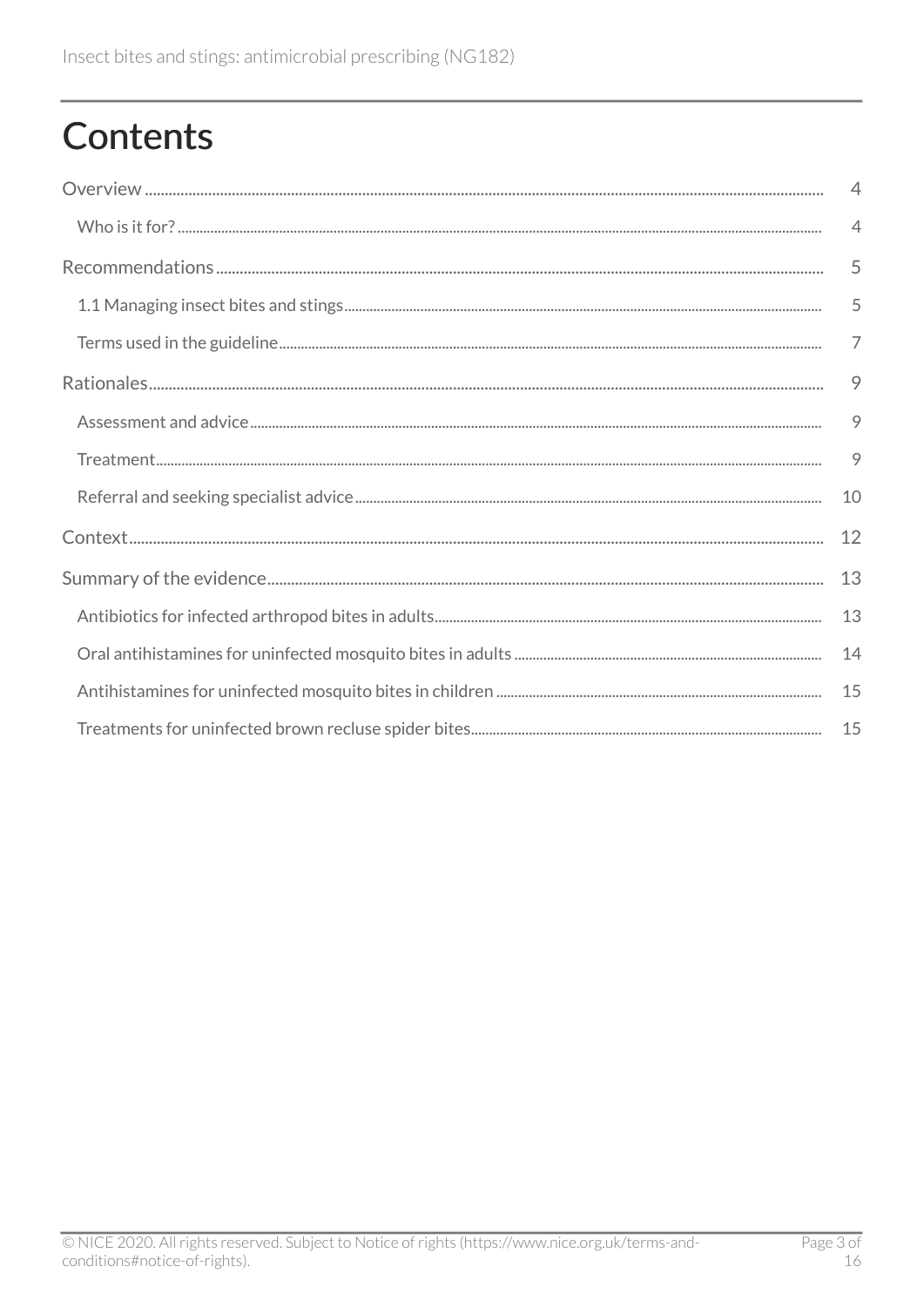# Contents

- Overview ........ 4
  - Who is it for? ........ 4
- Recommendations ........ 5
  - 1.1 Managing insect bites and stings ........ 5
  - Terms used in the guideline ........ 7
- Rationales ........ 9
  - Assessment and advice ........ 9
  - Treatment ........ 9
  - Referral and seeking specialist advice ........ 10
- Context ........ 12
- Summary of the evidence ........ 13
  - Antibiotics for infected arthropod bites in adults ........ 13
  - Oral antihistamines for uninfected mosquito bites in adults ........ 14
  - Antihistamines for uninfected mosquito bites in children ........ 15
  - Treatments for uninfected brown recluse spider bites ........ 15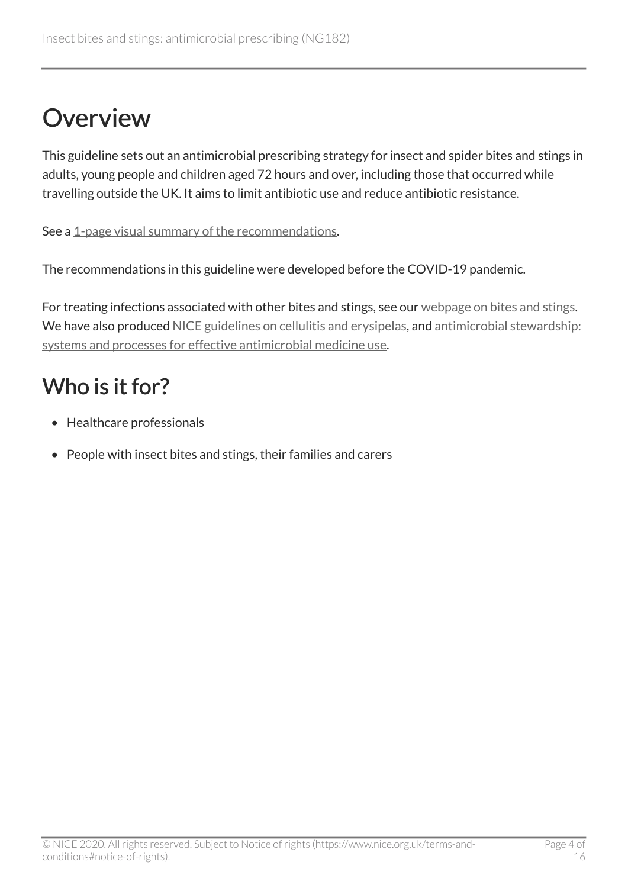# Overview

This guideline sets out an antimicrobial prescribing strategy for insect and spider bites and stings in adults, young people and children aged 72 hours and over, including those that occurred while travelling outside the UK. It aims to limit antibiotic use and reduce antibiotic resistance.

See a 1-page visual summary of the recommendations.

The recommendations in this guideline were developed before the COVID-19 pandemic.

For treating infections associated with other bites and stings, see our webpage on bites and stings. We have also produced NICE guidelines on cellulitis and erysipelas, and antimicrobial stewardship: systems and processes for effective antimicrobial medicine use.

## Who is it for?

- Healthcare professionals
- People with insect bites and stings, their families and carers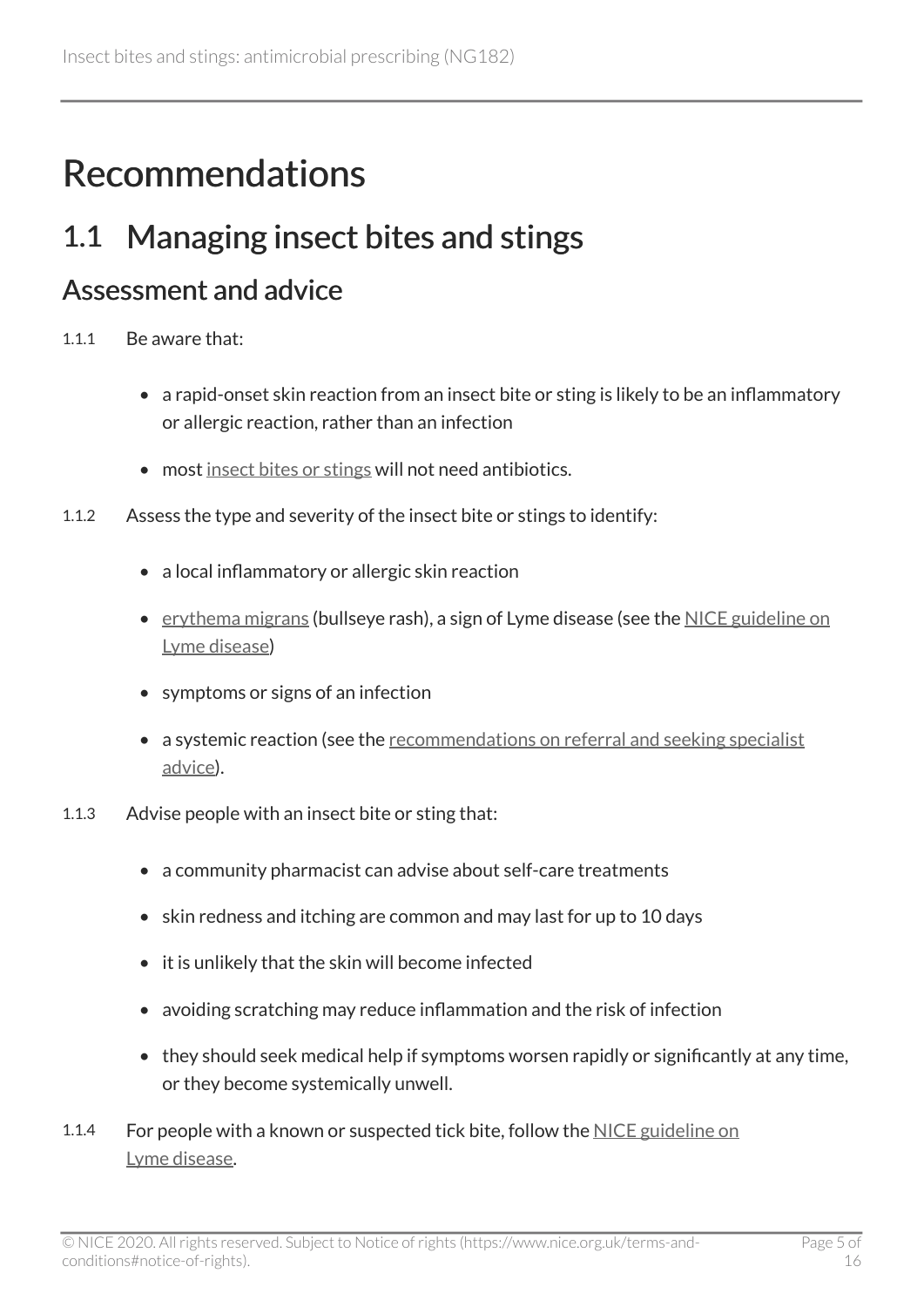# Recommendations

## 1.1 Managing insect bites and stings

### Assessment and advice

1.1.1 Be aware that:

- a rapid-onset skin reaction from an insect bite or sting is likely to be an inflammatory or allergic reaction, rather than an infection
- most insect bites or stings will not need antibiotics.

1.1.2 Assess the type and severity of the insect bite or stings to identify:

- a local inflammatory or allergic skin reaction
- erythema migrans (bullseye rash), a sign of Lyme disease (see the NICE guideline on Lyme disease)
- symptoms or signs of an infection
- a systemic reaction (see the recommendations on referral and seeking specialist advice).

1.1.3 Advise people with an insect bite or sting that:

- a community pharmacist can advise about self-care treatments
- skin redness and itching are common and may last for up to 10 days
- it is unlikely that the skin will become infected
- avoiding scratching may reduce inflammation and the risk of infection
- they should seek medical help if symptoms worsen rapidly or significantly at any time, or they become systemically unwell.

1.1.4 For people with a known or suspected tick bite, follow the NICE guideline on Lyme disease.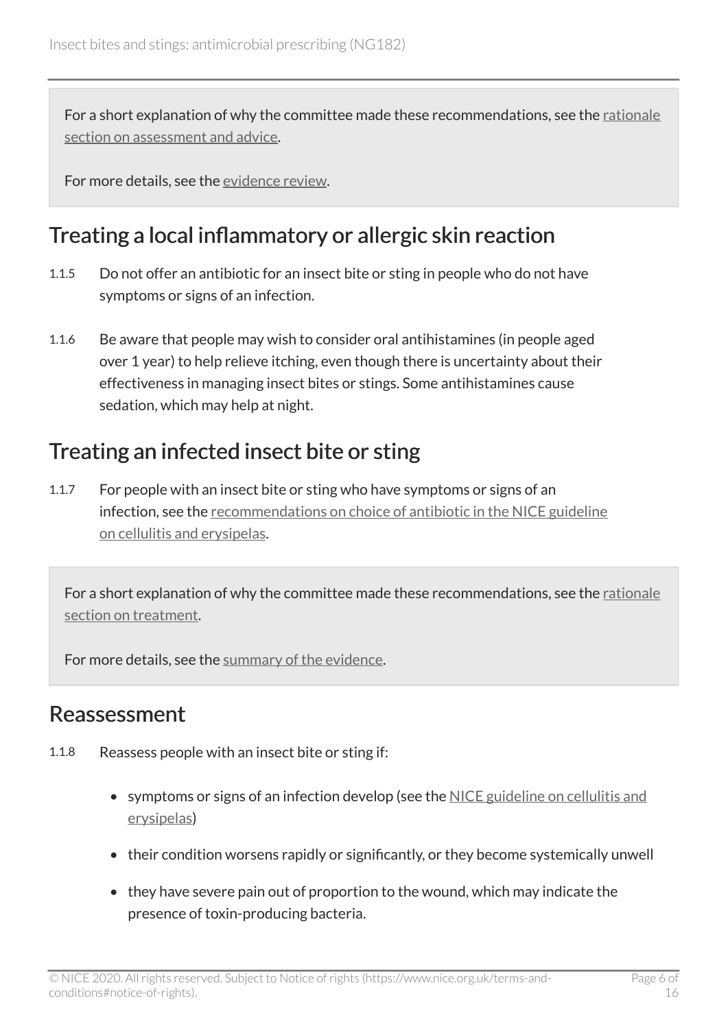For a short explanation of why the committee made these recommendations, see the rationale section on assessment and advice.

For more details, see the evidence review.

## Treating a local inflammatory or allergic skin reaction

1.1.5 Do not offer an antibiotic for an insect bite or sting in people who do not have symptoms or signs of an infection.

1.1.6 Be aware that people may wish to consider oral antihistamines (in people aged over 1 year) to help relieve itching, even though there is uncertainty about their effectiveness in managing insect bites or stings. Some antihistamines cause sedation, which may help at night.

## Treating an infected insect bite or sting

1.1.7 For people with an insect bite or sting who have symptoms or signs of an infection, see the recommendations on choice of antibiotic in the NICE guideline on cellulitis and erysipelas.

For a short explanation of why the committee made these recommendations, see the rationale section on treatment.

For more details, see the summary of the evidence.

## Reassessment

1.1.8 Reassess people with an insect bite or sting if:

- symptoms or signs of an infection develop (see the NICE guideline on cellulitis and erysipelas)
- their condition worsens rapidly or significantly, or they become systemically unwell
- they have severe pain out of proportion to the wound, which may indicate the presence of toxin-producing bacteria.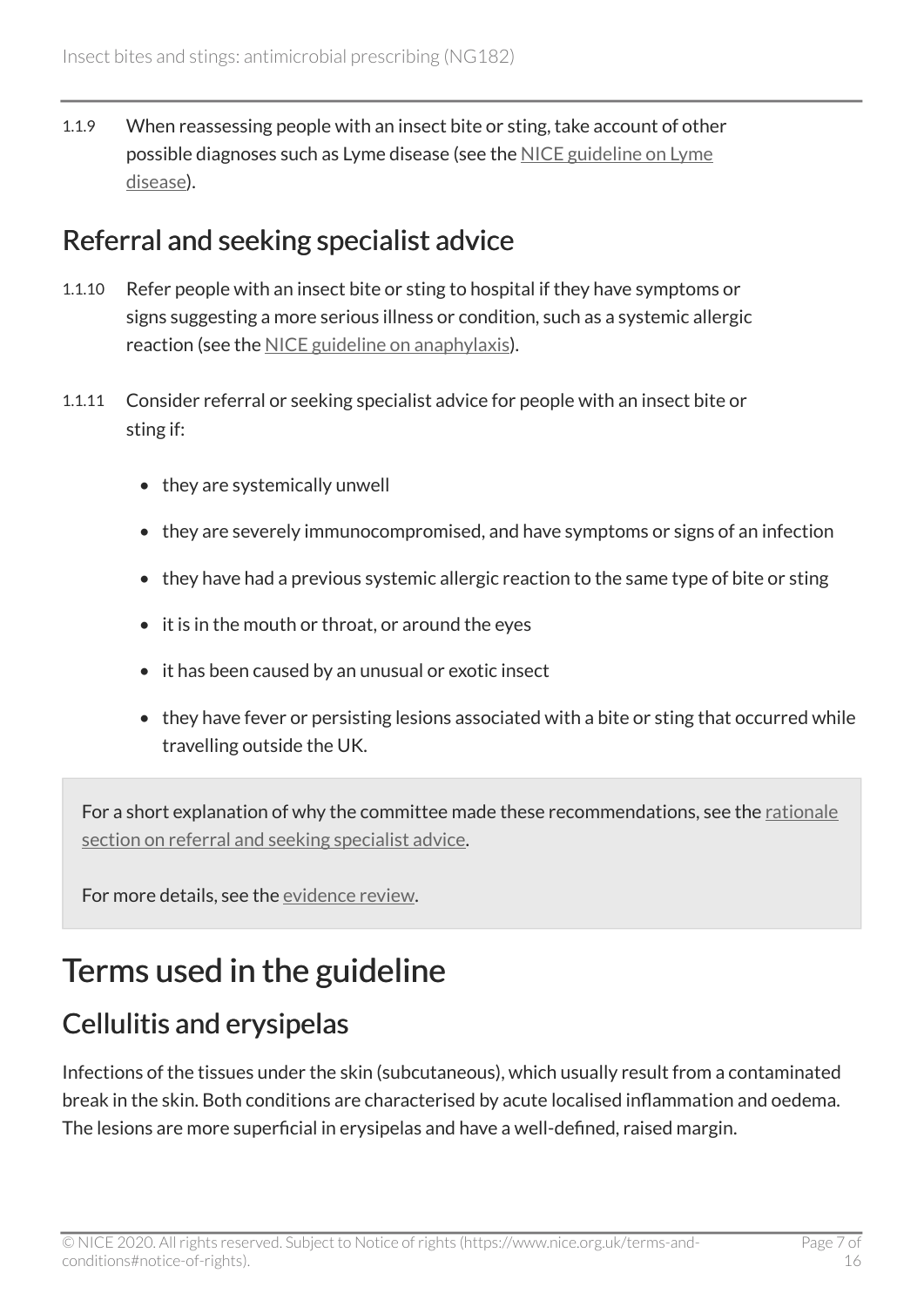1.1.9 When reassessing people with an insect bite or sting, take account of other possible diagnoses such as Lyme disease (see the NICE guideline on Lyme disease).

## Referral and seeking specialist advice

1.1.10 Refer people with an insect bite or sting to hospital if they have symptoms or signs suggesting a more serious illness or condition, such as a systemic allergic reaction (see the NICE guideline on anaphylaxis).

1.1.11 Consider referral or seeking specialist advice for people with an insect bite or sting if:

- they are systemically unwell
- they are severely immunocompromised, and have symptoms or signs of an infection
- they have had a previous systemic allergic reaction to the same type of bite or sting
- it is in the mouth or throat, or around the eyes
- it has been caused by an unusual or exotic insect
- they have fever or persisting lesions associated with a bite or sting that occurred while travelling outside the UK.

For a short explanation of why the committee made these recommendations, see the rationale section on referral and seeking specialist advice.

For more details, see the evidence review.

# Terms used in the guideline

## Cellulitis and erysipelas

Infections of the tissues under the skin (subcutaneous), which usually result from a contaminated break in the skin. Both conditions are characterised by acute localised inflammation and oedema. The lesions are more superficial in erysipelas and have a well-defined, raised margin.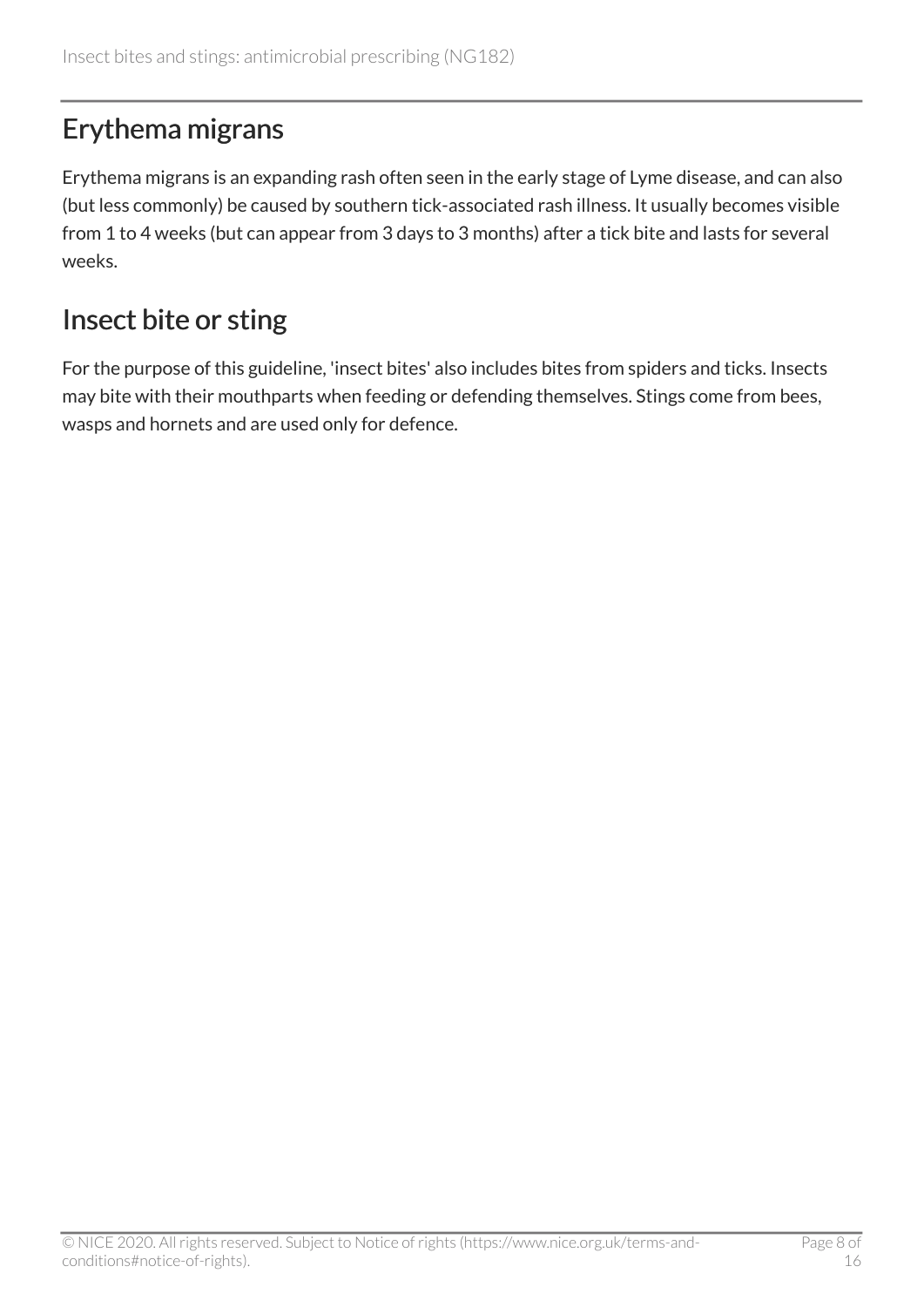## Erythema migrans

Erythema migrans is an expanding rash often seen in the early stage of Lyme disease, and can also (but less commonly) be caused by southern tick-associated rash illness. It usually becomes visible from 1 to 4 weeks (but can appear from 3 days to 3 months) after a tick bite and lasts for several weeks.

## Insect bite or sting

For the purpose of this guideline, 'insect bites' also includes bites from spiders and ticks. Insects may bite with their mouthparts when feeding or defending themselves. Stings come from bees, wasps and hornets and are used only for defence.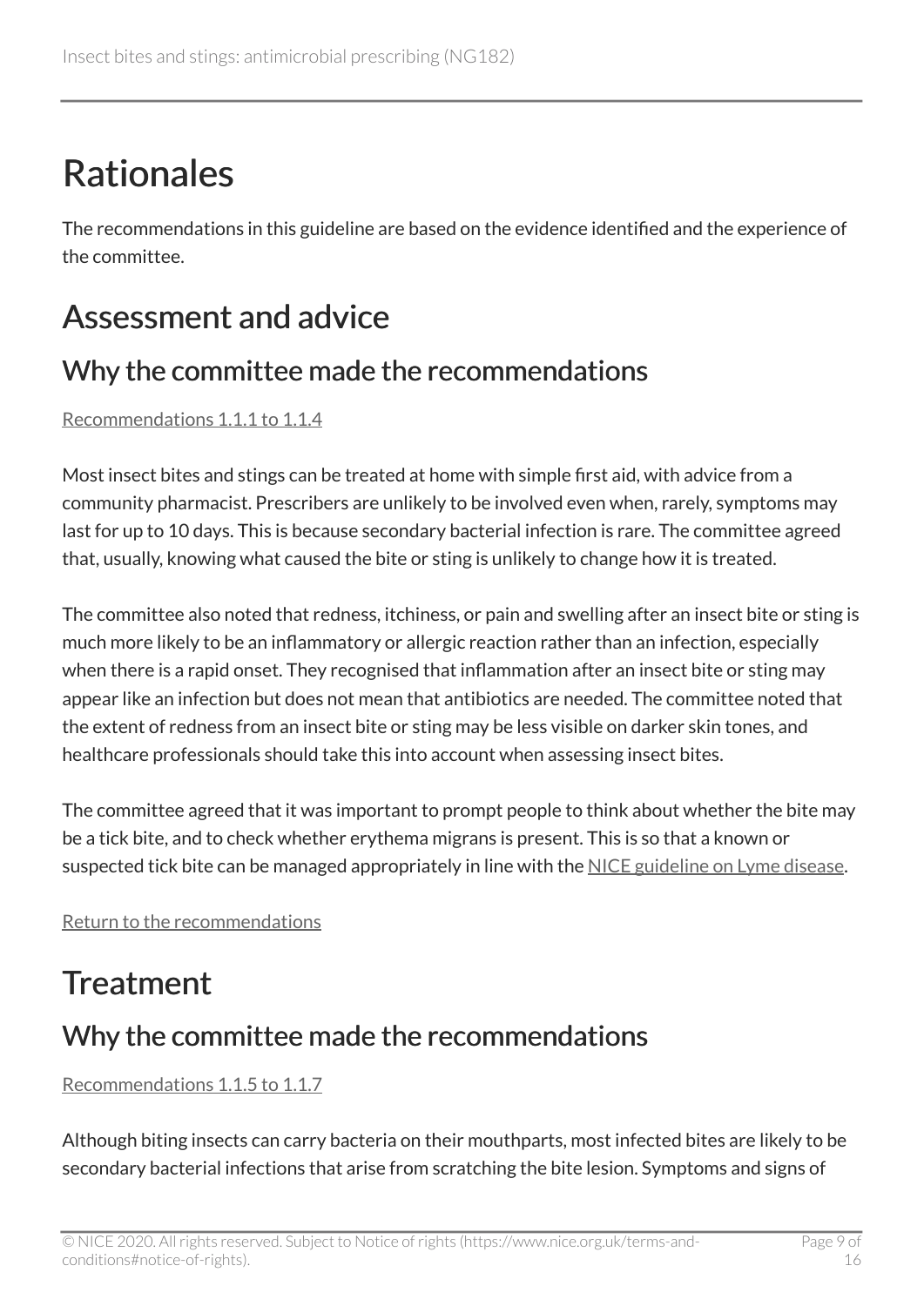# Rationales

The recommendations in this guideline are based on the evidence identified and the experience of the committee.

## Assessment and advice

### Why the committee made the recommendations

Recommendations 1.1.1 to 1.1.4

Most insect bites and stings can be treated at home with simple first aid, with advice from a community pharmacist. Prescribers are unlikely to be involved even when, rarely, symptoms may last for up to 10 days. This is because secondary bacterial infection is rare. The committee agreed that, usually, knowing what caused the bite or sting is unlikely to change how it is treated.

The committee also noted that redness, itchiness, or pain and swelling after an insect bite or sting is much more likely to be an inflammatory or allergic reaction rather than an infection, especially when there is a rapid onset. They recognised that inflammation after an insect bite or sting may appear like an infection but does not mean that antibiotics are needed. The committee noted that the extent of redness from an insect bite or sting may be less visible on darker skin tones, and healthcare professionals should take this into account when assessing insect bites.

The committee agreed that it was important to prompt people to think about whether the bite may be a tick bite, and to check whether erythema migrans is present. This is so that a known or suspected tick bite can be managed appropriately in line with the NICE guideline on Lyme disease.

Return to the recommendations

## Treatment

### Why the committee made the recommendations

Recommendations 1.1.5 to 1.1.7

Although biting insects can carry bacteria on their mouthparts, most infected bites are likely to be secondary bacterial infections that arise from scratching the bite lesion. Symptoms and signs of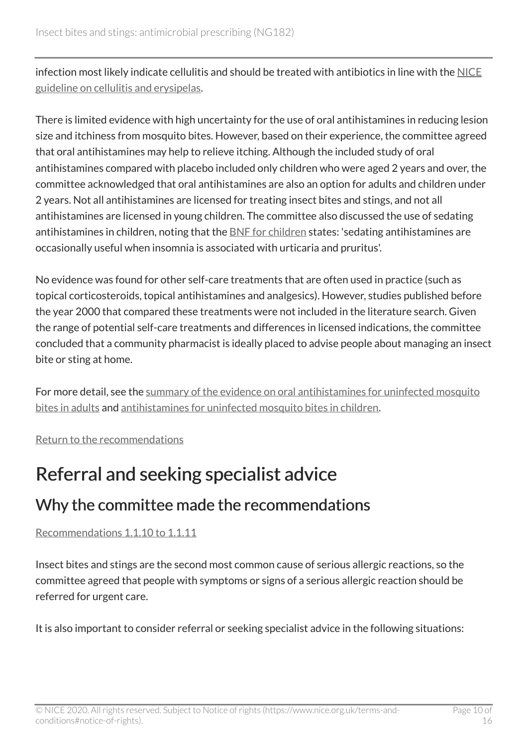infection most likely indicate cellulitis and should be treated with antibiotics in line with the NICE guideline on cellulitis and erysipelas.

There is limited evidence with high uncertainty for the use of oral antihistamines in reducing lesion size and itchiness from mosquito bites. However, based on their experience, the committee agreed that oral antihistamines may help to relieve itching. Although the included study of oral antihistamines compared with placebo included only children who were aged 2 years and over, the committee acknowledged that oral antihistamines are also an option for adults and children under 2 years. Not all antihistamines are licensed for treating insect bites and stings, and not all antihistamines are licensed in young children. The committee also discussed the use of sedating antihistamines in children, noting that the BNF for children states: 'sedating antihistamines are occasionally useful when insomnia is associated with urticaria and pruritus'.

No evidence was found for other self-care treatments that are often used in practice (such as topical corticosteroids, topical antihistamines and analgesics). However, studies published before the year 2000 that compared these treatments were not included in the literature search. Given the range of potential self-care treatments and differences in licensed indications, the committee concluded that a community pharmacist is ideally placed to advise people about managing an insect bite or sting at home.

For more detail, see the summary of the evidence on oral antihistamines for uninfected mosquito bites in adults and antihistamines for uninfected mosquito bites in children.

Return to the recommendations

# Referral and seeking specialist advice

## Why the committee made the recommendations

Recommendations 1.1.10 to 1.1.11

Insect bites and stings are the second most common cause of serious allergic reactions, so the committee agreed that people with symptoms or signs of a serious allergic reaction should be referred for urgent care.

It is also important to consider referral or seeking specialist advice in the following situations: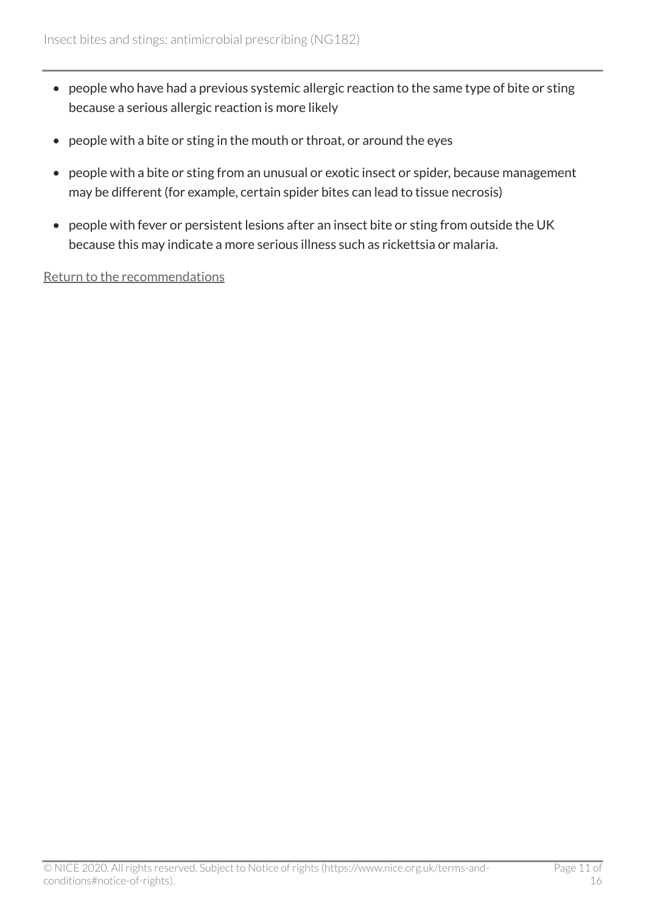- people who have had a previous systemic allergic reaction to the same type of bite or sting because a serious allergic reaction is more likely
- people with a bite or sting in the mouth or throat, or around the eyes
- people with a bite or sting from an unusual or exotic insect or spider, because management may be different (for example, certain spider bites can lead to tissue necrosis)
- people with fever or persistent lesions after an insect bite or sting from outside the UK because this may indicate a more serious illness such as rickettsia or malaria.

Return to the recommendations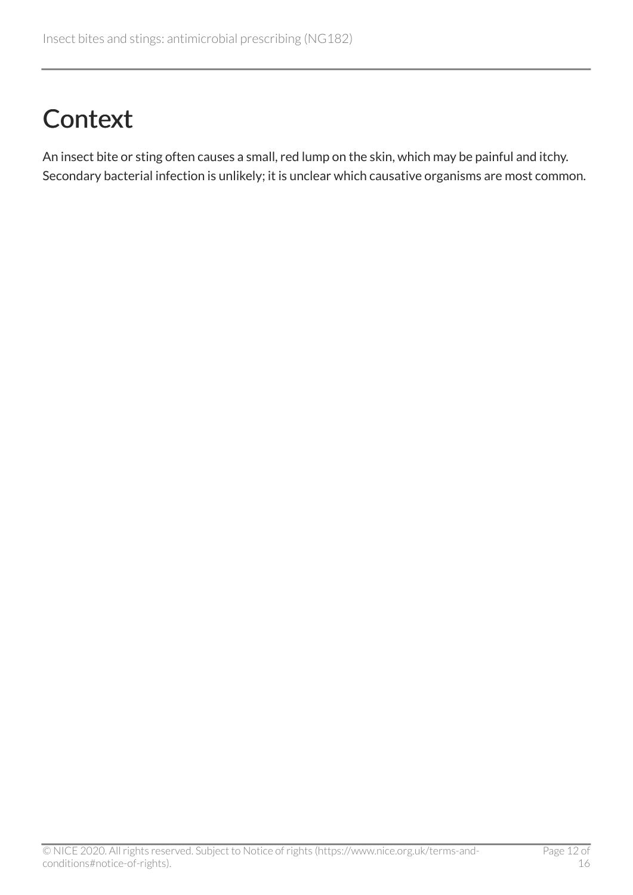# Context

An insect bite or sting often causes a small, red lump on the skin, which may be painful and itchy. Secondary bacterial infection is unlikely; it is unclear which causative organisms are most common.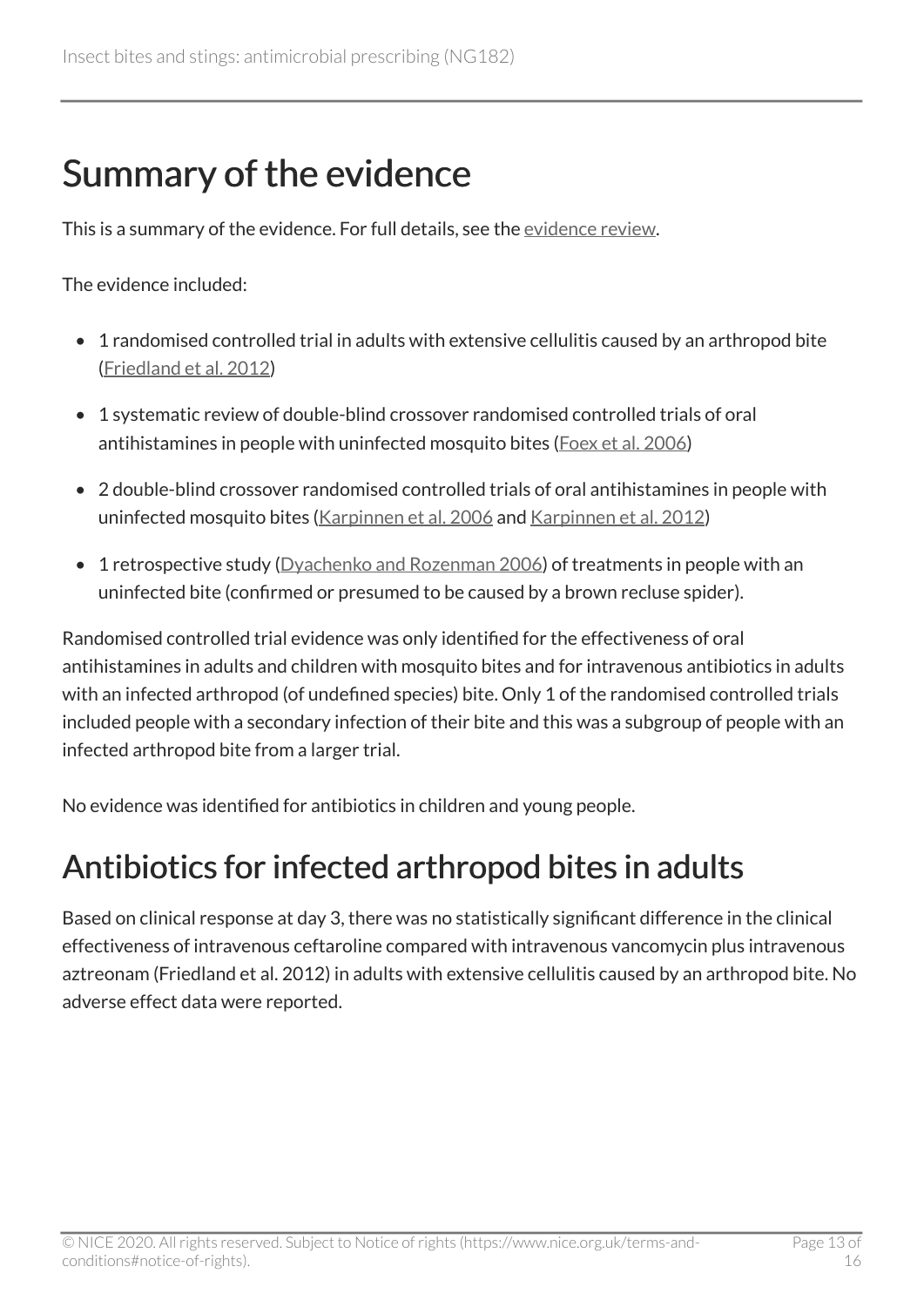# Summary of the evidence

This is a summary of the evidence. For full details, see the evidence review.

The evidence included:

- 1 randomised controlled trial in adults with extensive cellulitis caused by an arthropod bite (Friedland et al. 2012)
- 1 systematic review of double-blind crossover randomised controlled trials of oral antihistamines in people with uninfected mosquito bites (Foex et al. 2006)
- 2 double-blind crossover randomised controlled trials of oral antihistamines in people with uninfected mosquito bites (Karpinnen et al. 2006 and Karpinnen et al. 2012)
- 1 retrospective study (Dyachenko and Rozenman 2006) of treatments in people with an uninfected bite (confirmed or presumed to be caused by a brown recluse spider).

Randomised controlled trial evidence was only identified for the effectiveness of oral antihistamines in adults and children with mosquito bites and for intravenous antibiotics in adults with an infected arthropod (of undefined species) bite. Only 1 of the randomised controlled trials included people with a secondary infection of their bite and this was a subgroup of people with an infected arthropod bite from a larger trial.

No evidence was identified for antibiotics in children and young people.

## Antibiotics for infected arthropod bites in adults

Based on clinical response at day 3, there was no statistically significant difference in the clinical effectiveness of intravenous ceftaroline compared with intravenous vancomycin plus intravenous aztreonam (Friedland et al. 2012) in adults with extensive cellulitis caused by an arthropod bite. No adverse effect data were reported.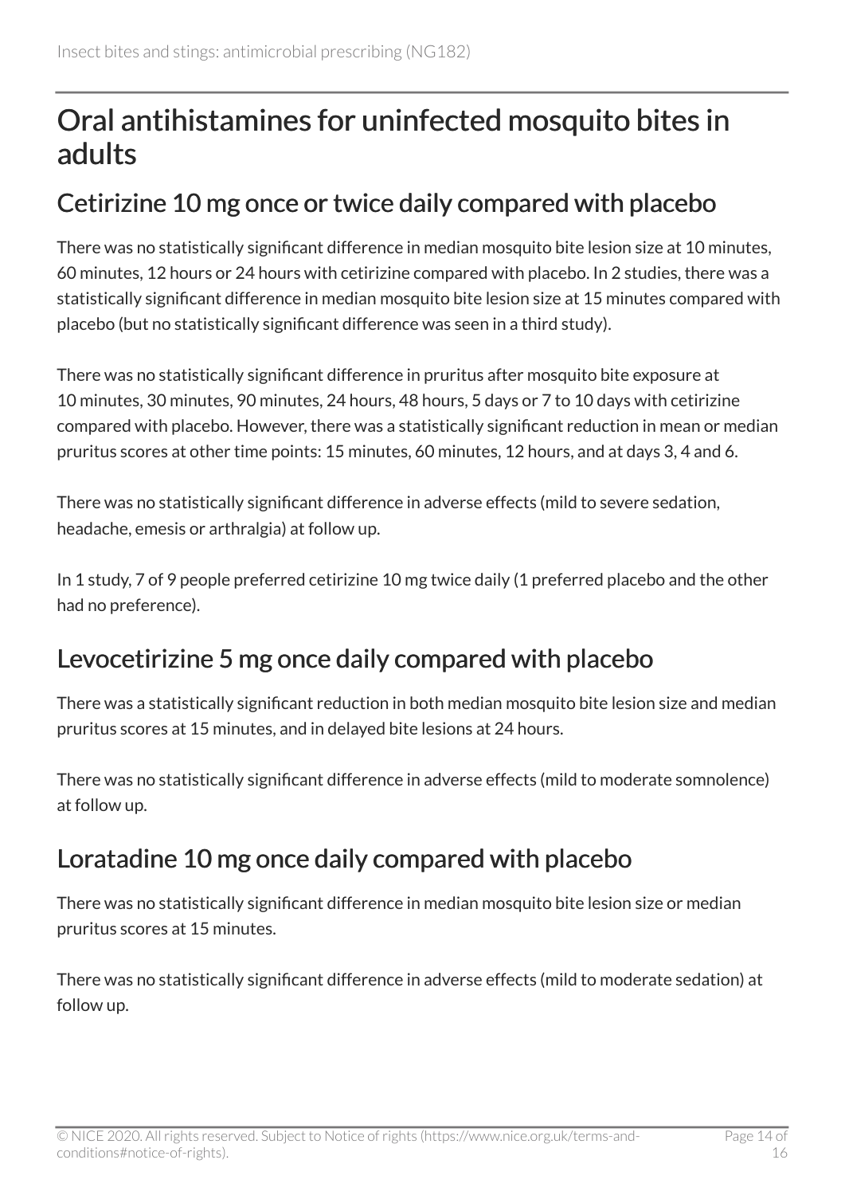## Oral antihistamines for uninfected mosquito bites in adults

### Cetirizine 10 mg once or twice daily compared with placebo

There was no statistically significant difference in median mosquito bite lesion size at 10 minutes, 60 minutes, 12 hours or 24 hours with cetirizine compared with placebo. In 2 studies, there was a statistically significant difference in median mosquito bite lesion size at 15 minutes compared with placebo (but no statistically significant difference was seen in a third study).

There was no statistically significant difference in pruritus after mosquito bite exposure at 10 minutes, 30 minutes, 90 minutes, 24 hours, 48 hours, 5 days or 7 to 10 days with cetirizine compared with placebo. However, there was a statistically significant reduction in mean or median pruritus scores at other time points: 15 minutes, 60 minutes, 12 hours, and at days 3, 4 and 6.

There was no statistically significant difference in adverse effects (mild to severe sedation, headache, emesis or arthralgia) at follow up.

In 1 study, 7 of 9 people preferred cetirizine 10 mg twice daily (1 preferred placebo and the other had no preference).

### Levocetirizine 5 mg once daily compared with placebo

There was a statistically significant reduction in both median mosquito bite lesion size and median pruritus scores at 15 minutes, and in delayed bite lesions at 24 hours.

There was no statistically significant difference in adverse effects (mild to moderate somnolence) at follow up.

### Loratadine 10 mg once daily compared with placebo

There was no statistically significant difference in median mosquito bite lesion size or median pruritus scores at 15 minutes.

There was no statistically significant difference in adverse effects (mild to moderate sedation) at follow up.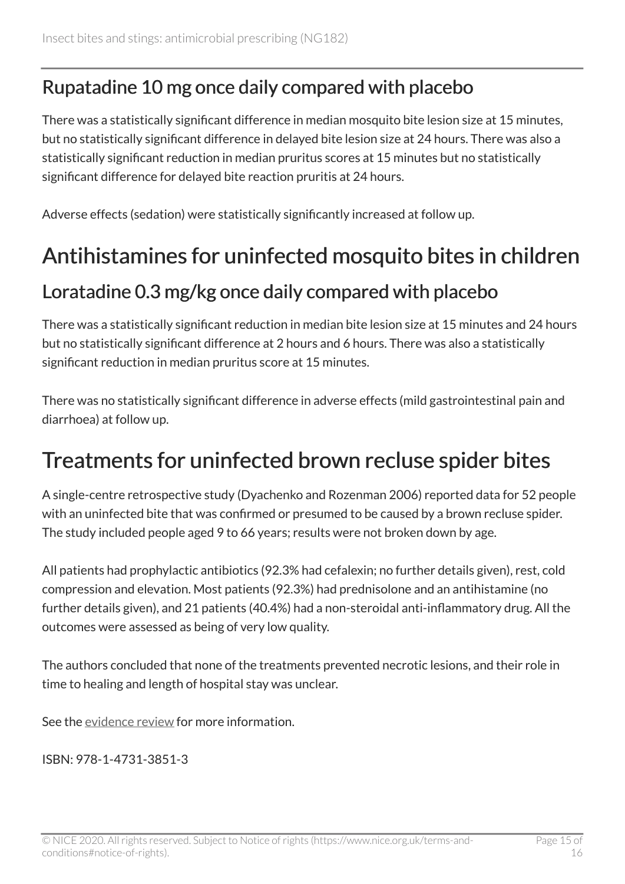### Rupatadine 10 mg once daily compared with placebo

There was a statistically significant difference in median mosquito bite lesion size at 15 minutes, but no statistically significant difference in delayed bite lesion size at 24 hours. There was also a statistically significant reduction in median pruritus scores at 15 minutes but no statistically significant difference for delayed bite reaction pruritis at 24 hours.

Adverse effects (sedation) were statistically significantly increased at follow up.

## Antihistamines for uninfected mosquito bites in children

### Loratadine 0.3 mg/kg once daily compared with placebo

There was a statistically significant reduction in median bite lesion size at 15 minutes and 24 hours but no statistically significant difference at 2 hours and 6 hours. There was also a statistically significant reduction in median pruritus score at 15 minutes.

There was no statistically significant difference in adverse effects (mild gastrointestinal pain and diarrhoea) at follow up.

## Treatments for uninfected brown recluse spider bites

A single-centre retrospective study (Dyachenko and Rozenman 2006) reported data for 52 people with an uninfected bite that was confirmed or presumed to be caused by a brown recluse spider. The study included people aged 9 to 66 years; results were not broken down by age.

All patients had prophylactic antibiotics (92.3% had cefalexin; no further details given), rest, cold compression and elevation. Most patients (92.3%) had prednisolone and an antihistamine (no further details given), and 21 patients (40.4%) had a non-steroidal anti-inflammatory drug. All the outcomes were assessed as being of very low quality.

The authors concluded that none of the treatments prevented necrotic lesions, and their role in time to healing and length of hospital stay was unclear.

See the evidence review for more information.

ISBN: 978-1-4731-3851-3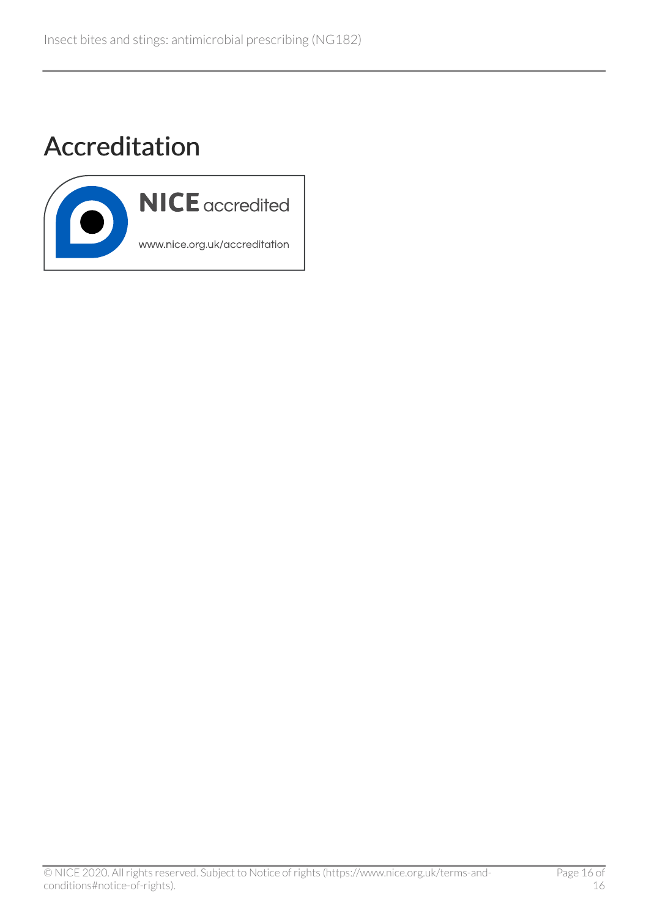# Accreditation

NICE accredited

www.nice.org.uk/accreditation